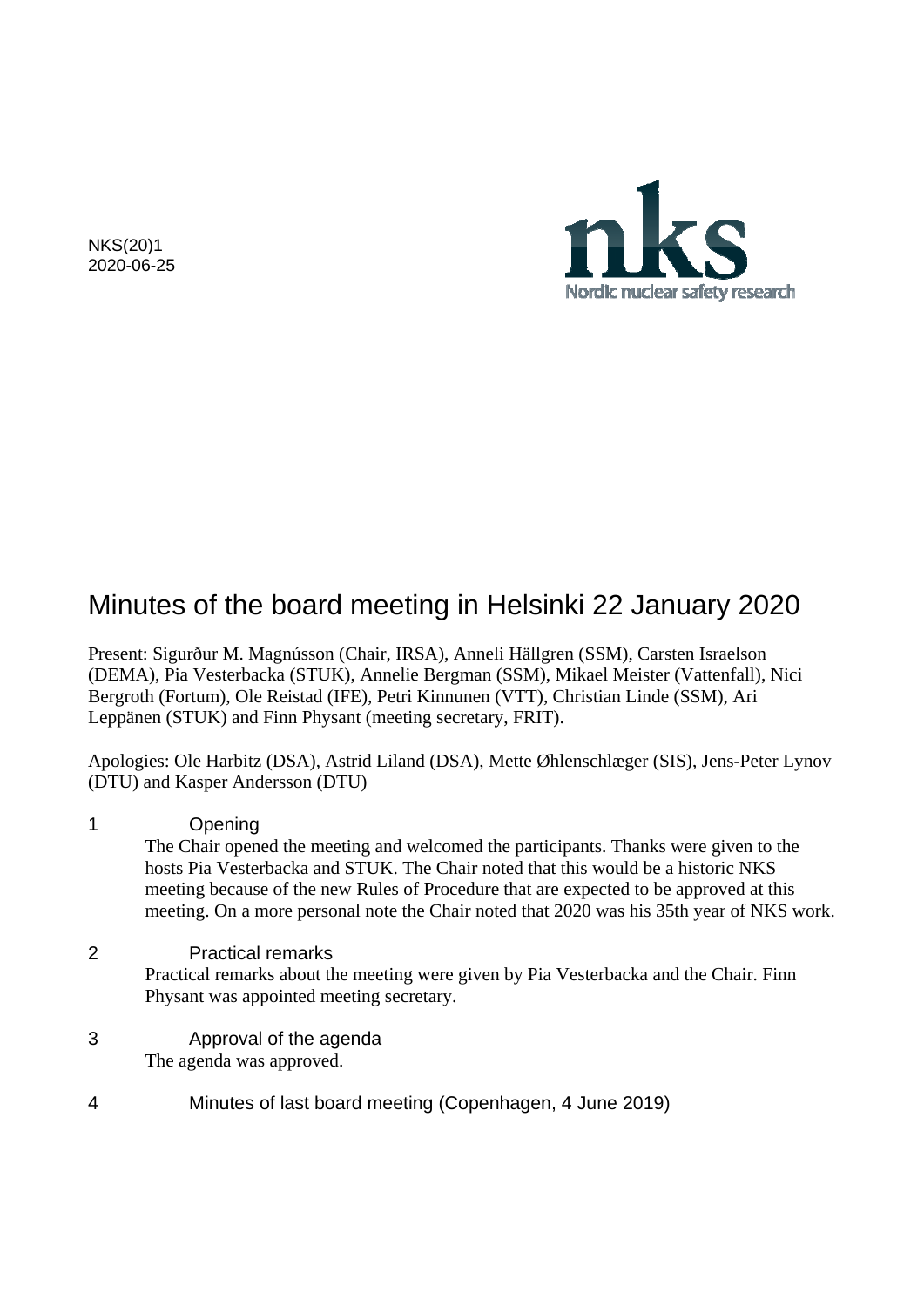NKS(20)1
2020-06-25

# Minutes of the board meeting in Helsinki 22 January 2020

Present: Sigurður M. Magnússon (Chair, IRSA), Anneli Hällgren (SSM), Carsten Israelson (DEMA), Pia Vesterbacka (STUK), Annelie Bergman (SSM), Mikael Meister (Vattenfall), Nici Bergroth (Fortum), Ole Reistad (IFE), Petri Kinnunen (VTT), Christian Linde (SSM), Ari Leppänen (STUK) and Finn Physant (meeting secretary, FRIT).

Apologies: Ole Harbitz (DSA), Astrid Liland (DSA), Mette Øhlenschlæger (SIS), Jens-Peter Lynov (DTU) and Kasper Andersson (DTU)

## 1 Opening

The Chair opened the meeting and welcomed the participants. Thanks were given to the hosts Pia Vesterbacka and STUK. The Chair noted that this would be a historic NKS meeting because of the new Rules of Procedure that are expected to be approved at this meeting. On a more personal note the Chair noted that 2020 was his 35th year of NKS work.

## 2 Practical remarks

Practical remarks about the meeting were given by Pia Vesterbacka and the Chair. Finn Physant was appointed meeting secretary.

## 3 Approval of the agenda

The agenda was approved.

## 4 Minutes of last board meeting (Copenhagen, 4 June 2019)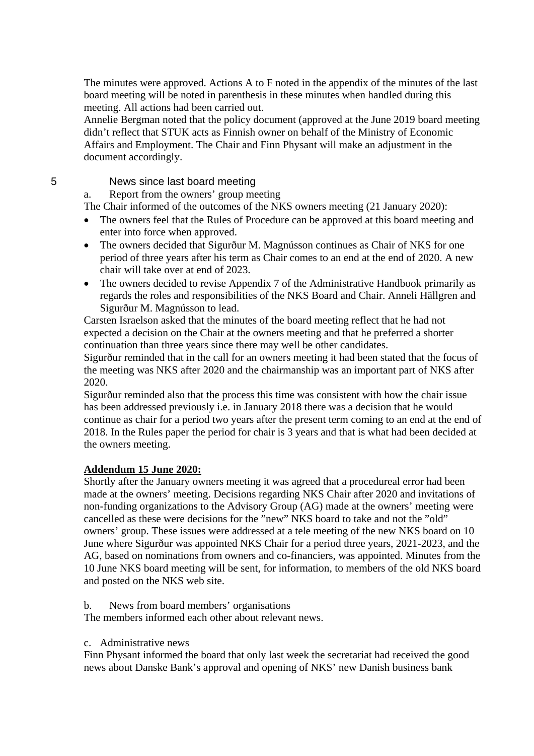The minutes were approved. Actions A to F noted in the appendix of the minutes of the last board meeting will be noted in parenthesis in these minutes when handled during this meeting. All actions had been carried out.

Annelie Bergman noted that the policy document (approved at the June 2019 board meeting didn't reflect that STUK acts as Finnish owner on behalf of the Ministry of Economic Affairs and Employment. The Chair and Finn Physant will make an adjustment in the document accordingly.

## 5 News since last board meeting

a. Report from the owners' group meeting

The Chair informed of the outcomes of the NKS owners meeting (21 January 2020):

- The owners feel that the Rules of Procedure can be approved at this board meeting and enter into force when approved.
- The owners decided that Sigurður M. Magnússon continues as Chair of NKS for one period of three years after his term as Chair comes to an end at the end of 2020. A new chair will take over at end of 2023.
- The owners decided to revise Appendix 7 of the Administrative Handbook primarily as regards the roles and responsibilities of the NKS Board and Chair. Anneli Hällgren and Sigurður M. Magnússon to lead.

Carsten Israelson asked that the minutes of the board meeting reflect that he had not expected a decision on the Chair at the owners meeting and that he preferred a shorter continuation than three years since there may well be other candidates.

Sigurður reminded that in the call for an owners meeting it had been stated that the focus of the meeting was NKS after 2020 and the chairmanship was an important part of NKS after 2020.

Sigurður reminded also that the process this time was consistent with how the chair issue has been addressed previously i.e. in January 2018 there was a decision that he would continue as chair for a period two years after the present term coming to an end at the end of 2018. In the Rules paper the period for chair is 3 years and that is what had been decided at the owners meeting.

**Addendum 15 June 2020:**

Shortly after the January owners meeting it was agreed that a procedureal error had been made at the owners' meeting. Decisions regarding NKS Chair after 2020 and invitations of non-funding organizations to the Advisory Group (AG) made at the owners' meeting were cancelled as these were decisions for the "new" NKS board to take and not the "old" owners' group. These issues were addressed at a tele meeting of the new NKS board on 10 June where Sigurður was appointed NKS Chair for a period three years, 2021-2023, and the AG, based on nominations from owners and co-financiers, was appointed. Minutes from the 10 June NKS board meeting will be sent, for information, to members of the old NKS board and posted on the NKS web site.

b. News from board members' organisations

The members informed each other about relevant news.

c. Administrative news

Finn Physant informed the board that only last week the secretariat had received the good news about Danske Bank's approval and opening of NKS' new Danish business bank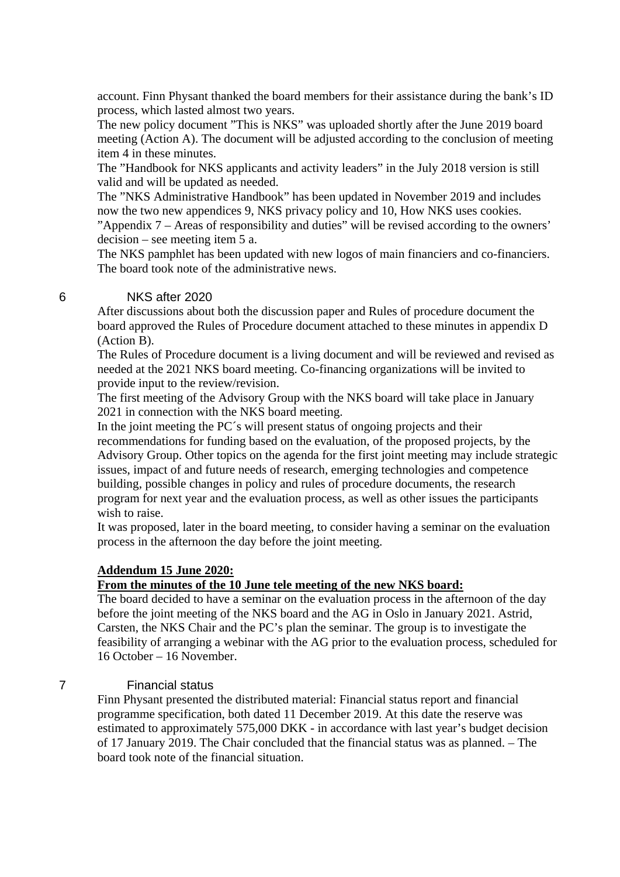account. Finn Physant thanked the board members for their assistance during the bank's ID process, which lasted almost two years.

The new policy document "This is NKS" was uploaded shortly after the June 2019 board meeting (Action A). The document will be adjusted according to the conclusion of meeting item 4 in these minutes.

The "Handbook for NKS applicants and activity leaders" in the July 2018 version is still valid and will be updated as needed.

The "NKS Administrative Handbook" has been updated in November 2019 and includes now the two new appendices 9, NKS privacy policy and 10, How NKS uses cookies.

"Appendix 7 – Areas of responsibility and duties" will be revised according to the owners' decision – see meeting item 5 a.

The NKS pamphlet has been updated with new logos of main financiers and co-financiers.

The board took note of the administrative news.

## 6 NKS after 2020

After discussions about both the discussion paper and Rules of procedure document the board approved the Rules of Procedure document attached to these minutes in appendix D (Action B).

The Rules of Procedure document is a living document and will be reviewed and revised as needed at the 2021 NKS board meeting. Co-financing organizations will be invited to provide input to the review/revision.

The first meeting of the Advisory Group with the NKS board will take place in January 2021 in connection with the NKS board meeting.

In the joint meeting the PC´s will present status of ongoing projects and their recommendations for funding based on the evaluation, of the proposed projects, by the Advisory Group. Other topics on the agenda for the first joint meeting may include strategic issues, impact of and future needs of research, emerging technologies and competence building, possible changes in policy and rules of procedure documents, the research program for next year and the evaluation process, as well as other issues the participants wish to raise.

It was proposed, later in the board meeting, to consider having a seminar on the evaluation process in the afternoon the day before the joint meeting.

**Addendum 15 June 2020:**

**From the minutes of the 10 June tele meeting of the new NKS board:**

The board decided to have a seminar on the evaluation process in the afternoon of the day before the joint meeting of the NKS board and the AG in Oslo in January 2021. Astrid, Carsten, the NKS Chair and the PC's plan the seminar. The group is to investigate the feasibility of arranging a webinar with the AG prior to the evaluation process, scheduled for 16 October – 16 November.

## 7 Financial status

Finn Physant presented the distributed material: Financial status report and financial programme specification, both dated 11 December 2019. At this date the reserve was estimated to approximately 575,000 DKK - in accordance with last year's budget decision of 17 January 2019. The Chair concluded that the financial status was as planned. – The board took note of the financial situation.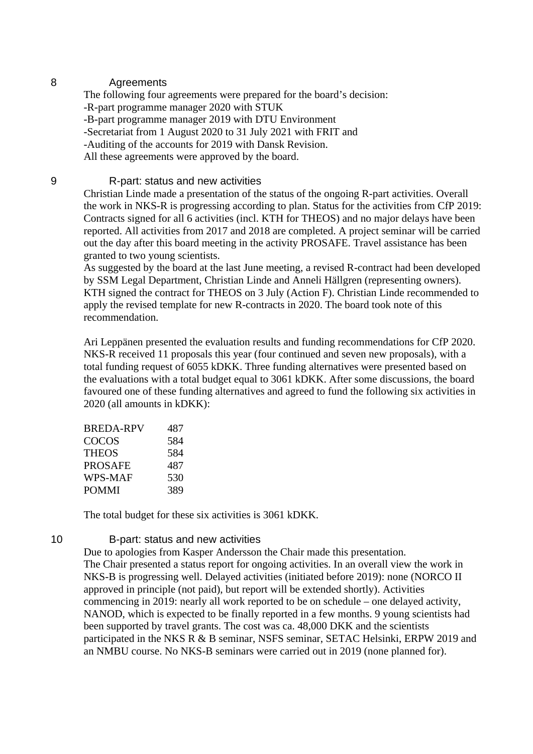## 8 Agreements

The following four agreements were prepared for the board's decision:
-R-part programme manager 2020 with STUK
-B-part programme manager 2019 with DTU Environment
-Secretariat from 1 August 2020 to 31 July 2021 with FRIT and
-Auditing of the accounts for 2019 with Dansk Revision.
All these agreements were approved by the board.

## 9 R-part: status and new activities

Christian Linde made a presentation of the status of the ongoing R-part activities. Overall the work in NKS-R is progressing according to plan. Status for the activities from CfP 2019: Contracts signed for all 6 activities (incl. KTH for THEOS) and no major delays have been reported. All activities from 2017 and 2018 are completed. A project seminar will be carried out the day after this board meeting in the activity PROSAFE. Travel assistance has been granted to two young scientists.
As suggested by the board at the last June meeting, a revised R-contract had been developed by SSM Legal Department, Christian Linde and Anneli Hällgren (representing owners). KTH signed the contract for THEOS on 3 July (Action F). Christian Linde recommended to apply the revised template for new R-contracts in 2020. The board took note of this recommendation.

Ari Leppänen presented the evaluation results and funding recommendations for CfP 2020. NKS-R received 11 proposals this year (four continued and seven new proposals), with a total funding request of 6055 kDKK. Three funding alternatives were presented based on the evaluations with a total budget equal to 3061 kDKK. After some discussions, the board favoured one of these funding alternatives and agreed to fund the following six activities in 2020 (all amounts in kDKK):

| | |
|---|---|
| BREDA-RPV | 487 |
| COCOS | 584 |
| THEOS | 584 |
| PROSAFE | 487 |
| WPS-MAF | 530 |
| POMMI | 389 |

The total budget for these six activities is 3061 kDKK.

## 10 B-part: status and new activities

Due to apologies from Kasper Andersson the Chair made this presentation.
The Chair presented a status report for ongoing activities. In an overall view the work in NKS-B is progressing well. Delayed activities (initiated before 2019): none (NORCO II approved in principle (not paid), but report will be extended shortly). Activities commencing in 2019: nearly all work reported to be on schedule – one delayed activity, NANOD, which is expected to be finally reported in a few months. 9 young scientists had been supported by travel grants. The cost was ca. 48,000 DKK and the scientists participated in the NKS R & B seminar, NSFS seminar, SETAC Helsinki, ERPW 2019 and an NMBU course. No NKS-B seminars were carried out in 2019 (none planned for).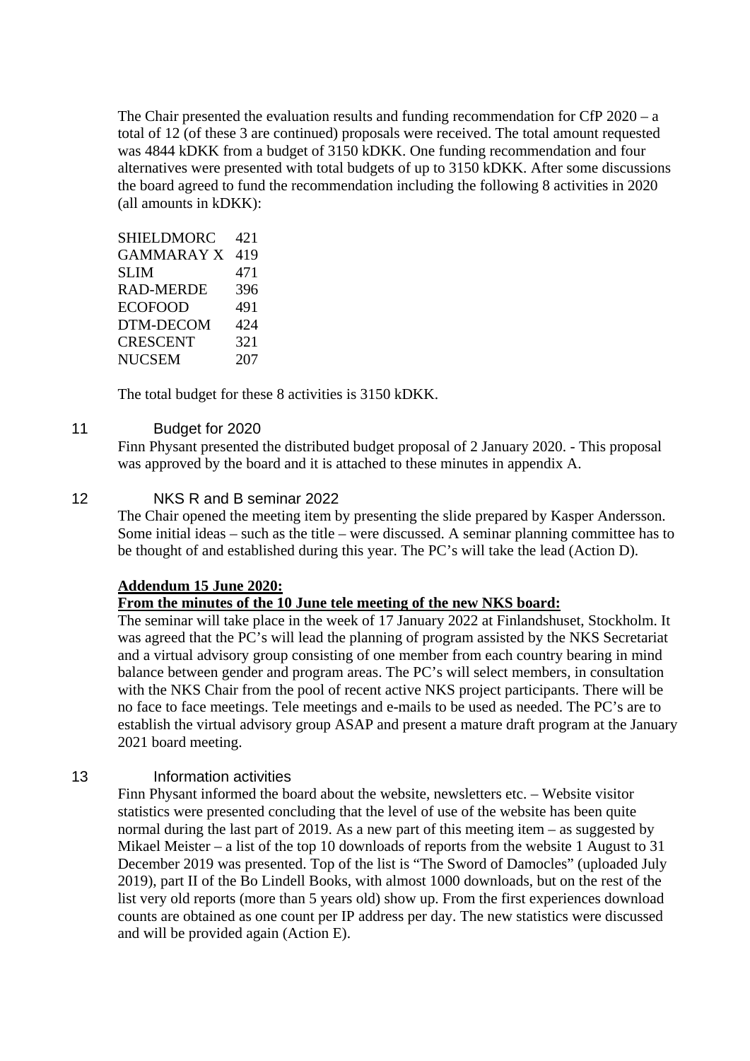The Chair presented the evaluation results and funding recommendation for CfP 2020 – a total of 12 (of these 3 are continued) proposals were received. The total amount requested was 4844 kDKK from a budget of 3150 kDKK. One funding recommendation and four alternatives were presented with total budgets of up to 3150 kDKK. After some discussions the board agreed to fund the recommendation including the following 8 activities in 2020 (all amounts in kDKK):

| | |
|---|---|
| SHIELDMORC | 421 |
| GAMMARAY X | 419 |
| SLIM | 471 |
| RAD-MERDE | 396 |
| ECOFOOD | 491 |
| DTM-DECOM | 424 |
| CRESCENT | 321 |
| NUCSEM | 207 |

The total budget for these 8 activities is 3150 kDKK.

## 11 Budget for 2020

Finn Physant presented the distributed budget proposal of 2 January 2020. - This proposal was approved by the board and it is attached to these minutes in appendix A.

## 12 NKS R and B seminar 2022

The Chair opened the meeting item by presenting the slide prepared by Kasper Andersson. Some initial ideas – such as the title – were discussed. A seminar planning committee has to be thought of and established during this year. The PC's will take the lead (Action D).

**Addendum 15 June 2020:**

**From the minutes of the 10 June tele meeting of the new NKS board:**

The seminar will take place in the week of 17 January 2022 at Finlandshuset, Stockholm. It was agreed that the PC's will lead the planning of program assisted by the NKS Secretariat and a virtual advisory group consisting of one member from each country bearing in mind balance between gender and program areas. The PC's will select members, in consultation with the NKS Chair from the pool of recent active NKS project participants. There will be no face to face meetings. Tele meetings and e-mails to be used as needed. The PC's are to establish the virtual advisory group ASAP and present a mature draft program at the January 2021 board meeting.

## 13 Information activities

Finn Physant informed the board about the website, newsletters etc. – Website visitor statistics were presented concluding that the level of use of the website has been quite normal during the last part of 2019. As a new part of this meeting item – as suggested by Mikael Meister – a list of the top 10 downloads of reports from the website 1 August to 31 December 2019 was presented. Top of the list is "The Sword of Damocles" (uploaded July 2019), part II of the Bo Lindell Books, with almost 1000 downloads, but on the rest of the list very old reports (more than 5 years old) show up. From the first experiences download counts are obtained as one count per IP address per day. The new statistics were discussed and will be provided again (Action E).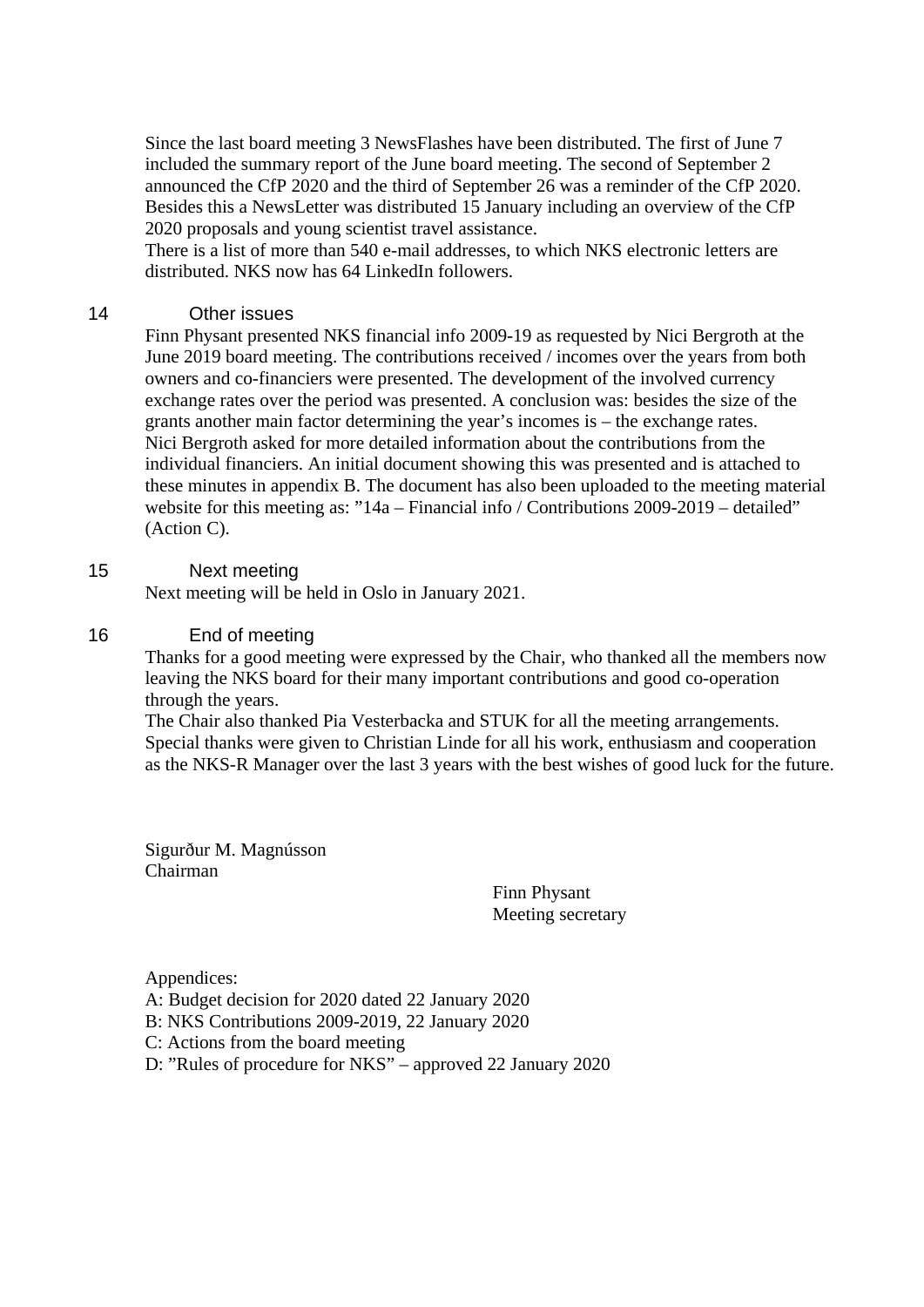Since the last board meeting 3 NewsFlashes have been distributed. The first of June 7 included the summary report of the June board meeting. The second of September 2 announced the CfP 2020 and the third of September 26 was a reminder of the CfP 2020. Besides this a NewsLetter was distributed 15 January including an overview of the CfP 2020 proposals and young scientist travel assistance.
There is a list of more than 540 e-mail addresses, to which NKS electronic letters are distributed. NKS now has 64 LinkedIn followers.

## 14 Other issues

Finn Physant presented NKS financial info 2009-19 as requested by Nici Bergroth at the June 2019 board meeting. The contributions received / incomes over the years from both owners and co-financiers were presented. The development of the involved currency exchange rates over the period was presented. A conclusion was: besides the size of the grants another main factor determining the year's incomes is – the exchange rates.
Nici Bergroth asked for more detailed information about the contributions from the individual financiers. An initial document showing this was presented and is attached to these minutes in appendix B. The document has also been uploaded to the meeting material website for this meeting as: "14a – Financial info / Contributions 2009-2019 – detailed" (Action C).

## 15 Next meeting

Next meeting will be held in Oslo in January 2021.

## 16 End of meeting

Thanks for a good meeting were expressed by the Chair, who thanked all the members now leaving the NKS board for their many important contributions and good co-operation through the years.
The Chair also thanked Pia Vesterbacka and STUK for all the meeting arrangements.
Special thanks were given to Christian Linde for all his work, enthusiasm and cooperation as the NKS-R Manager over the last 3 years with the best wishes of good luck for the future.

Sigurður M. Magnússon
Chairman

Finn Physant
Meeting secretary

Appendices:
A: Budget decision for 2020 dated 22 January 2020
B: NKS Contributions 2009-2019, 22 January 2020
C: Actions from the board meeting
D: "Rules of procedure for NKS" – approved 22 January 2020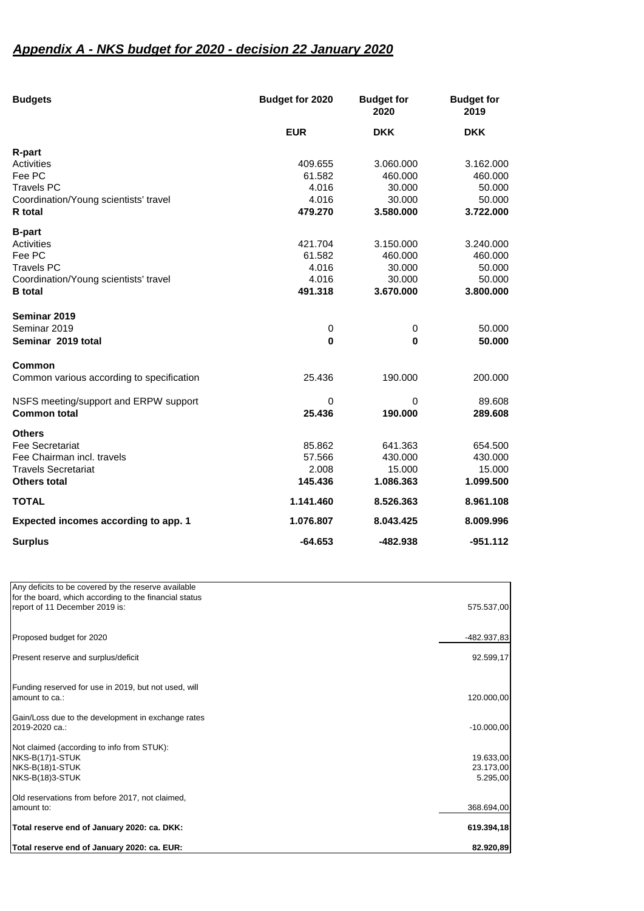## ***Appendix A - NKS budget for 2020 - decision 22 January 2020***

| Budgets | Budget for 2020 | Budget for 2020 | Budget for 2019 |
|---|---|---|---|
| | **EUR** | **DKK** | **DKK** |
| **R-part** | | | |
| Activities | 409.655 | 3.060.000 | 3.162.000 |
| Fee PC | 61.582 | 460.000 | 460.000 |
| Travels PC | 4.016 | 30.000 | 50.000 |
| Coordination/Young scientists' travel | 4.016 | 30.000 | 50.000 |
| **R total** | **479.270** | **3.580.000** | **3.722.000** |
| **B-part** | | | |
| Activities | 421.704 | 3.150.000 | 3.240.000 |
| Fee PC | 61.582 | 460.000 | 460.000 |
| Travels PC | 4.016 | 30.000 | 50.000 |
| Coordination/Young scientists' travel | 4.016 | 30.000 | 50.000 |
| **B total** | **491.318** | **3.670.000** | **3.800.000** |
| **Seminar 2019** | | | |
| Seminar 2019 | 0 | 0 | 50.000 |
| **Seminar 2019 total** | **0** | **0** | **50.000** |
| **Common** | | | |
| Common various according to specification | 25.436 | 190.000 | 200.000 |
| NSFS meeting/support and ERPW support | 0 | 0 | 89.608 |
| **Common total** | **25.436** | **190.000** | **289.608** |
| **Others** | | | |
| Fee Secretariat | 85.862 | 641.363 | 654.500 |
| Fee Chairman incl. travels | 57.566 | 430.000 | 430.000 |
| Travels Secretariat | 2.008 | 15.000 | 15.000 |
| **Others total** | **145.436** | **1.086.363** | **1.099.500** |
| **TOTAL** | **1.141.460** | **8.526.363** | **8.961.108** |
| **Expected incomes according to app. 1** | **1.076.807** | **8.043.425** | **8.009.996** |
| **Surplus** | **-64.653** | **-482.938** | **-951.112** |

| | |
|---|---|
| Any deficits to be covered by the reserve available for the board, which according to the financial status report of 11 December 2019 is: | 575.537,00 |
| Proposed budget for 2020 | -482.937,83 |
| Present reserve and surplus/deficit | 92.599,17 |
| Funding reserved for use in 2019, but not used, will amount to ca.: | 120.000,00 |
| Gain/Loss due to the development in exchange rates 2019-2020 ca.: | -10.000,00 |
| Not claimed (according to info from STUK): | |
| NKS-B(17)1-STUK | 19.633,00 |
| NKS-B(18)1-STUK | 23.173,00 |
| NKS-B(18)3-STUK | 5.295,00 |
| Old reservations from before 2017, not claimed, amount to: | 368.694,00 |
| **Total reserve end of January 2020: ca. DKK:** | **619.394,18** |
| **Total reserve end of January 2020: ca. EUR:** | **82.920,89** |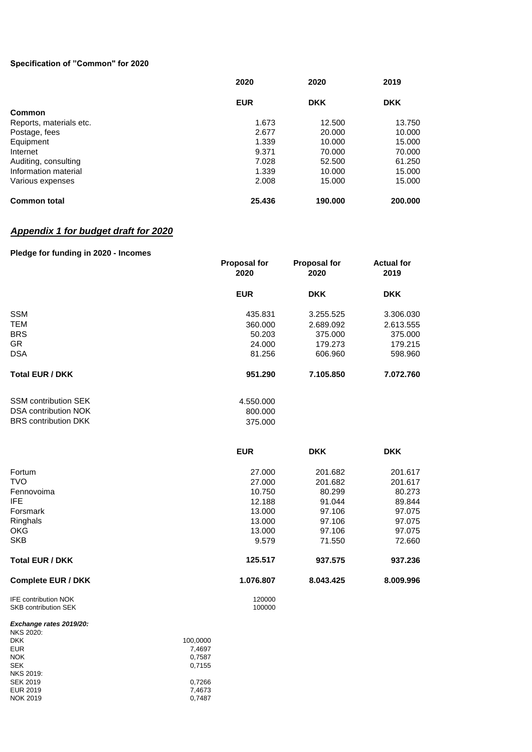**Specification of "Common" for 2020**

| | 2020 | 2020 | 2019 |
|---|---|---|---|
| | **EUR** | **DKK** | **DKK** |
| **Common** | | | |
| Reports, materials etc. | 1.673 | 12.500 | 13.750 |
| Postage, fees | 2.677 | 20.000 | 10.000 |
| Equipment | 1.339 | 10.000 | 15.000 |
| Internet | 9.371 | 70.000 | 70.000 |
| Auditing, consulting | 7.028 | 52.500 | 61.250 |
| Information material | 1.339 | 10.000 | 15.000 |
| Various expenses | 2.008 | 15.000 | 15.000 |
| **Common total** | **25.436** | **190.000** | **200.000** |

## ***Appendix 1 for budget draft for 2020***

**Pledge for funding in 2020 - Incomes**

| | **Proposal for 2020** | **Proposal for 2020** | **Actual for 2019** |
|---|---|---|---|
| | **EUR** | **DKK** | **DKK** |
| SSM | 435.831 | 3.255.525 | 3.306.030 |
| TEM | 360.000 | 2.689.092 | 2.613.555 |
| BRS | 50.203 | 375.000 | 375.000 |
| GR | 24.000 | 179.273 | 179.215 |
| DSA | 81.256 | 606.960 | 598.960 |
| **Total EUR / DKK** | **951.290** | **7.105.850** | **7.072.760** |
| SSM contribution SEK | 4.550.000 | | |
| DSA contribution NOK | 800.000 | | |
| BRS contribution DKK | 375.000 | | |

| | **EUR** | **DKK** | **DKK** |
|---|---|---|---|
| Fortum | 27.000 | 201.682 | 201.617 |
| TVO | 27.000 | 201.682 | 201.617 |
| Fennovoima | 10.750 | 80.299 | 80.273 |
| IFE | 12.188 | 91.044 | 89.844 |
| Forsmark | 13.000 | 97.106 | 97.075 |
| Ringhals | 13.000 | 97.106 | 97.075 |
| OKG | 13.000 | 97.106 | 97.075 |
| SKB | 9.579 | 71.550 | 72.660 |
| **Total EUR / DKK** | **125.517** | **937.575** | **937.236** |
| **Complete EUR / DKK** | **1.076.807** | **8.043.425** | **8.009.996** |
| IFE contribution NOK | 120000 | | |
| SKB contribution SEK | 100000 | | |

***Exchange rates 2019/20:***

| | |
|---|---|
| NKS 2020: | |
| DKK | 100,0000 |
| EUR | 7,4697 |
| NOK | 0,7587 |
| SEK | 0,7155 |
| NKS 2019: | |
| SEK 2019 | 0,7266 |
| EUR 2019 | 7,4673 |
| NOK 2019 | 0,7487 |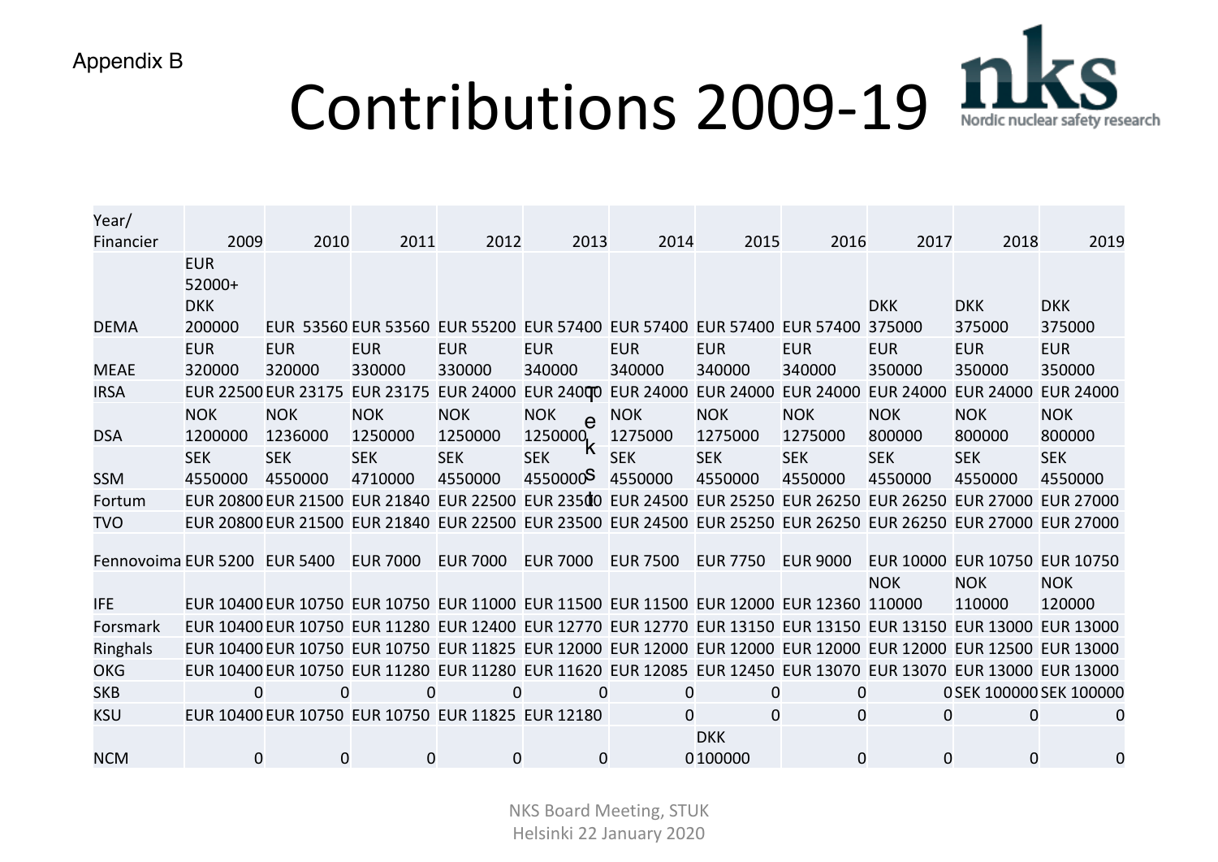Appendix B

# Contributions 2009-19

| Year/ Financier | 2009 | 2010 | 2011 | 2012 | 2013 | 2014 | 2015 | 2016 | 2017 | 2018 | 2019 |
|---|---|---|---|---|---|---|---|---|---|---|---|
| DEMA | EUR 52000+ DKK 200000 | EUR 53560 | EUR 53560 | EUR 55200 | EUR 57400 | EUR 57400 | EUR 57400 | EUR 57400 | DKK 375000 | DKK 375000 | DKK 375000 |
| MEAE | EUR 320000 | EUR 320000 | EUR 330000 | EUR 330000 | EUR 340000 | EUR 340000 | EUR 340000 | EUR 340000 | EUR 350000 | EUR 350000 | EUR 350000 |
| IRSA | EUR 22500 | EUR 23175 | EUR 23175 | EUR 24000 | EUR 24000 | EUR 24000 | EUR 24000 | EUR 24000 | EUR 24000 | EUR 24000 | EUR 24000 |
| DSA | NOK 1200000 | NOK 1236000 | NOK 1250000 | NOK 1250000 | NOK 1250000 | NOK 1275000 | NOK 1275000 | NOK 1275000 | NOK 800000 | NOK 800000 | NOK 800000 |
| SSM | SEK 4550000 | SEK 4550000 | SEK 4710000 | SEK 4550000 | SEK 4550000 | SEK 4550000 | SEK 4550000 | SEK 4550000 | SEK 4550000 | SEK 4550000 | SEK 4550000 |
| Fortum | EUR 20800 | EUR 21500 | EUR 21840 | EUR 22500 | EUR 23500 | EUR 24500 | EUR 25250 | EUR 26250 | EUR 26250 | EUR 27000 | EUR 27000 |
| TVO | EUR 20800 | EUR 21500 | EUR 21840 | EUR 22500 | EUR 23500 | EUR 24500 | EUR 25250 | EUR 26250 | EUR 26250 | EUR 27000 | EUR 27000 |
| Fennovoima | EUR 5200 | EUR 5400 | EUR 7000 | EUR 7000 | EUR 7000 | EUR 7500 | EUR 7750 | EUR 9000 | EUR 10000 | EUR 10750 | EUR 10750 |
| IFE | EUR 10400 | EUR 10750 | EUR 10750 | EUR 11000 | EUR 11500 | EUR 11500 | EUR 12000 | EUR 12360 | NOK 110000 | NOK 110000 | NOK 120000 |
| Forsmark | EUR 10400 | EUR 10750 | EUR 11280 | EUR 12400 | EUR 12770 | EUR 12770 | EUR 13150 | EUR 13150 | EUR 13150 | EUR 13000 | EUR 13000 |
| Ringhals | EUR 10400 | EUR 10750 | EUR 10750 | EUR 11825 | EUR 12000 | EUR 12000 | EUR 12000 | EUR 12000 | EUR 12000 | EUR 12500 | EUR 13000 |
| OKG | EUR 10400 | EUR 10750 | EUR 11280 | EUR 11280 | EUR 11620 | EUR 12085 | EUR 12450 | EUR 13070 | EUR 13070 | EUR 13000 | EUR 13000 |
| SKB | 0 | 0 | 0 | 0 | 0 | 0 | 0 | 0 | 0 | SEK 100000 | SEK 100000 |
| KSU | EUR 10400 | EUR 10750 | EUR 10750 | EUR 11825 | EUR 12180 | 0 | 0 | 0 | 0 | 0 | 0 |
| NCM | 0 | 0 | 0 | 0 | 0 | 0 | DKK 100000 | 0 | 0 | 0 | 0 |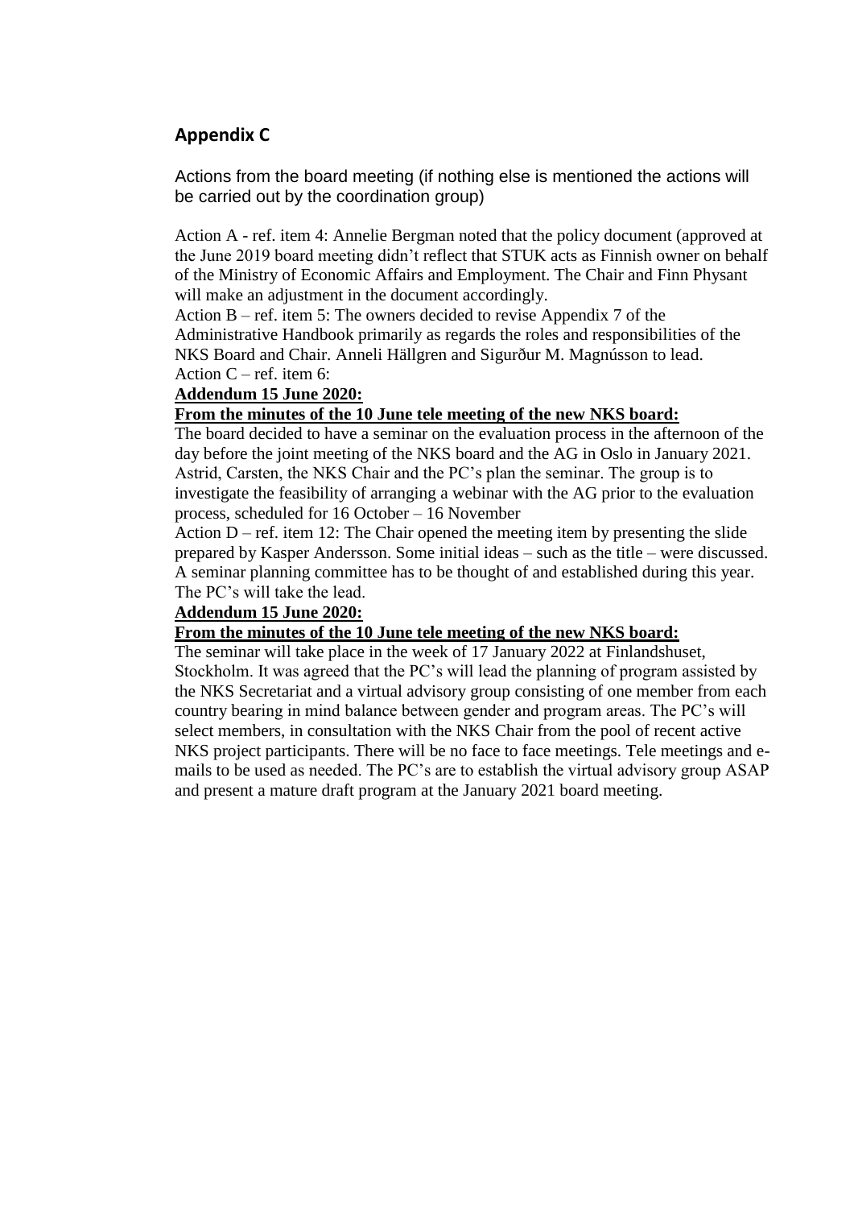## Appendix C

Actions from the board meeting (if nothing else is mentioned the actions will be carried out by the coordination group)

Action A - ref. item 4: Annelie Bergman noted that the policy document (approved at the June 2019 board meeting didn't reflect that STUK acts as Finnish owner on behalf of the Ministry of Economic Affairs and Employment. The Chair and Finn Physant will make an adjustment in the document accordingly.

Action B – ref. item 5: The owners decided to revise Appendix 7 of the Administrative Handbook primarily as regards the roles and responsibilities of the NKS Board and Chair. Anneli Hällgren and Sigurður M. Magnússon to lead.

Action C – ref. item 6:

**Addendum 15 June 2020:**

**From the minutes of the 10 June tele meeting of the new NKS board:**

The board decided to have a seminar on the evaluation process in the afternoon of the day before the joint meeting of the NKS board and the AG in Oslo in January 2021. Astrid, Carsten, the NKS Chair and the PC's plan the seminar. The group is to investigate the feasibility of arranging a webinar with the AG prior to the evaluation process, scheduled for 16 October – 16 November

Action D – ref. item 12: The Chair opened the meeting item by presenting the slide prepared by Kasper Andersson. Some initial ideas – such as the title – were discussed. A seminar planning committee has to be thought of and established during this year. The PC's will take the lead.

**Addendum 15 June 2020:**

**From the minutes of the 10 June tele meeting of the new NKS board:**

The seminar will take place in the week of 17 January 2022 at Finlandshuset, Stockholm. It was agreed that the PC's will lead the planning of program assisted by the NKS Secretariat and a virtual advisory group consisting of one member from each country bearing in mind balance between gender and program areas. The PC's will select members, in consultation with the NKS Chair from the pool of recent active NKS project participants. There will be no face to face meetings. Tele meetings and e-mails to be used as needed. The PC's are to establish the virtual advisory group ASAP and present a mature draft program at the January 2021 board meeting.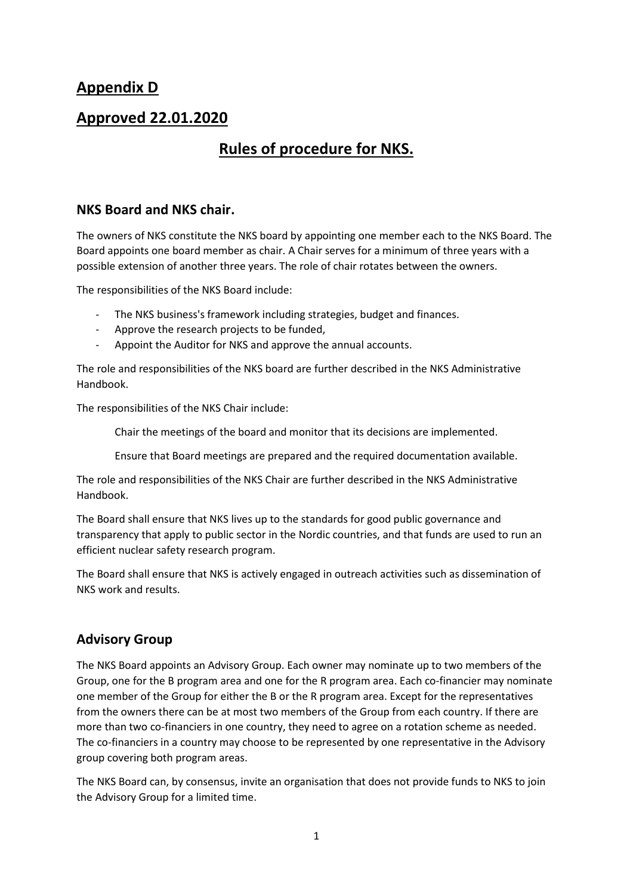# Appendix D

# Approved 22.01.2020

## Rules of procedure for NKS.

### NKS Board and NKS chair.

The owners of NKS constitute the NKS board by appointing one member each to the NKS Board. The Board appoints one board member as chair. A Chair serves for a minimum of three years with a possible extension of another three years. The role of chair rotates between the owners.

The responsibilities of the NKS Board include:

- The NKS business's framework including strategies, budget and finances.
- Approve the research projects to be funded,
- Appoint the Auditor for NKS and approve the annual accounts.

The role and responsibilities of the NKS board are further described in the NKS Administrative Handbook.

The responsibilities of the NKS Chair include:

Chair the meetings of the board and monitor that its decisions are implemented.

Ensure that Board meetings are prepared and the required documentation available.

The role and responsibilities of the NKS Chair are further described in the NKS Administrative Handbook.

The Board shall ensure that NKS lives up to the standards for good public governance and transparency that apply to public sector in the Nordic countries, and that funds are used to run an efficient nuclear safety research program.

The Board shall ensure that NKS is actively engaged in outreach activities such as dissemination of NKS work and results.

### Advisory Group

The NKS Board appoints an Advisory Group. Each owner may nominate up to two members of the Group, one for the B program area and one for the R program area. Each co-financier may nominate one member of the Group for either the B or the R program area. Except for the representatives from the owners there can be at most two members of the Group from each country. If there are more than two co-financiers in one country, they need to agree on a rotation scheme as needed. The co-financiers in a country may choose to be represented by one representative in the Advisory group covering both program areas.

The NKS Board can, by consensus, invite an organisation that does not provide funds to NKS to join the Advisory Group for a limited time.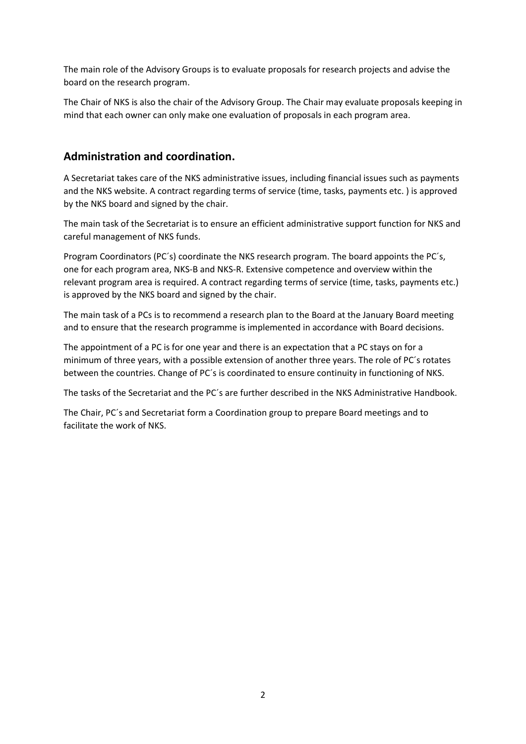The main role of the Advisory Groups is to evaluate proposals for research projects and advise the board on the research program.

The Chair of NKS is also the chair of the Advisory Group. The Chair may evaluate proposals keeping in mind that each owner can only make one evaluation of proposals in each program area.

## Administration and coordination.

A Secretariat takes care of the NKS administrative issues, including financial issues such as payments and the NKS website. A contract regarding terms of service (time, tasks, payments etc. ) is approved by the NKS board and signed by the chair.

The main task of the Secretariat is to ensure an efficient administrative support function for NKS and careful management of NKS funds.

Program Coordinators (PC´s) coordinate the NKS research program. The board appoints the PC´s, one for each program area, NKS-B and NKS-R. Extensive competence and overview within the relevant program area is required. A contract regarding terms of service (time, tasks, payments etc.) is approved by the NKS board and signed by the chair.

The main task of a PCs is to recommend a research plan to the Board at the January Board meeting and to ensure that the research programme is implemented in accordance with Board decisions.

The appointment of a PC is for one year and there is an expectation that a PC stays on for a minimum of three years, with a possible extension of another three years. The role of PC´s rotates between the countries. Change of PC´s is coordinated to ensure continuity in functioning of NKS.

The tasks of the Secretariat and the PC´s are further described in the NKS Administrative Handbook.

The Chair, PC´s and Secretariat form a Coordination group to prepare Board meetings and to facilitate the work of NKS.